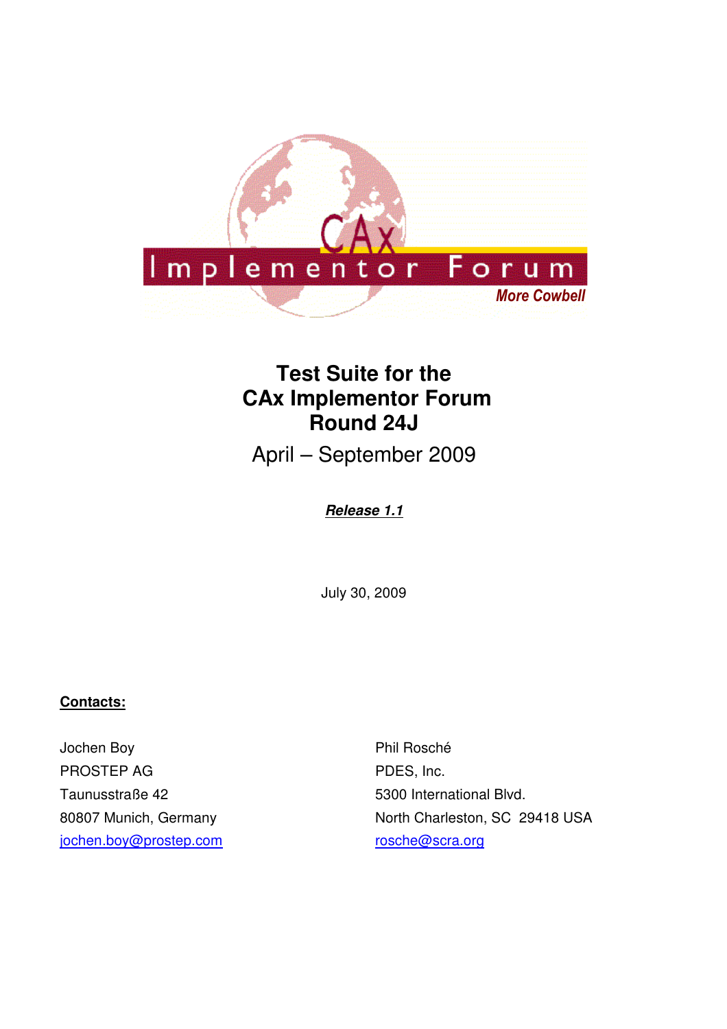# Test Suite for the CAx Implementor Forum Round 24J

April – September 2009

***Release 1.1***

July 30, 2009

**Contacts:**

Jochen Boy
PROSTEP AG
Taunusstraße 42
80807 Munich, Germany
jochen.boy@prostep.com

Phil Rosché
PDES, Inc.
5300 International Blvd.
North Charleston, SC 29418 USA
rosche@scra.org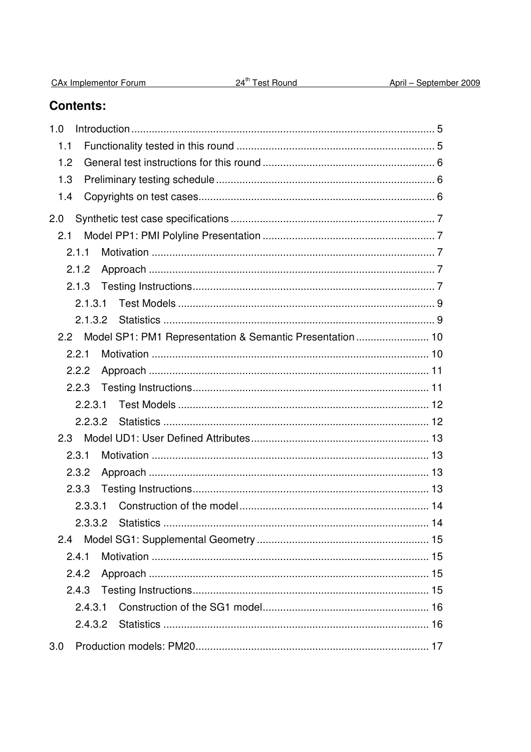## Contents:

1.0 Introduction ........................................................................................................ 5
- 1.1 Functionality tested in this round .................................................................... 5
- 1.2 General test instructions for this round ........................................................... 6
- 1.3 Preliminary testing schedule ........................................................................... 6
- 1.4 Copyrights on test cases................................................................................. 6

2.0 Synthetic test case specifications ...................................................................... 7
- 2.1 Model PP1: PMI Polyline Presentation ........................................................... 7
  - 2.1.1 Motivation ................................................................................................. 7
  - 2.1.2 Approach .................................................................................................. 7
  - 2.1.3 Testing Instructions................................................................................... 7
    - 2.1.3.1 Test Models ........................................................................................ 9
    - 2.1.3.2 Statistics ............................................................................................. 9
- 2.2 Model SP1: PM1 Representation & Semantic Presentation ......................... 10
  - 2.2.1 Motivation ............................................................................................... 10
  - 2.2.2 Approach ................................................................................................ 11
  - 2.2.3 Testing Instructions................................................................................. 11
    - 2.2.3.1 Test Models ...................................................................................... 12
    - 2.2.3.2 Statistics ........................................................................................... 12
- 2.3 Model UD1: User Defined Attributes............................................................. 13
  - 2.3.1 Motivation ............................................................................................... 13
  - 2.3.2 Approach ................................................................................................ 13
  - 2.3.3 Testing Instructions................................................................................. 13
    - 2.3.3.1 Construction of the model ................................................................. 14
    - 2.3.3.2 Statistics ........................................................................................... 14
- 2.4 Model SG1: Supplemental Geometry ........................................................... 15
  - 2.4.1 Motivation ............................................................................................... 15
  - 2.4.2 Approach ................................................................................................ 15
  - 2.4.3 Testing Instructions................................................................................. 15
    - 2.4.3.1 Construction of the SG1 model......................................................... 16
    - 2.4.3.2 Statistics ........................................................................................... 16

3.0 Production models: PM20................................................................................ 17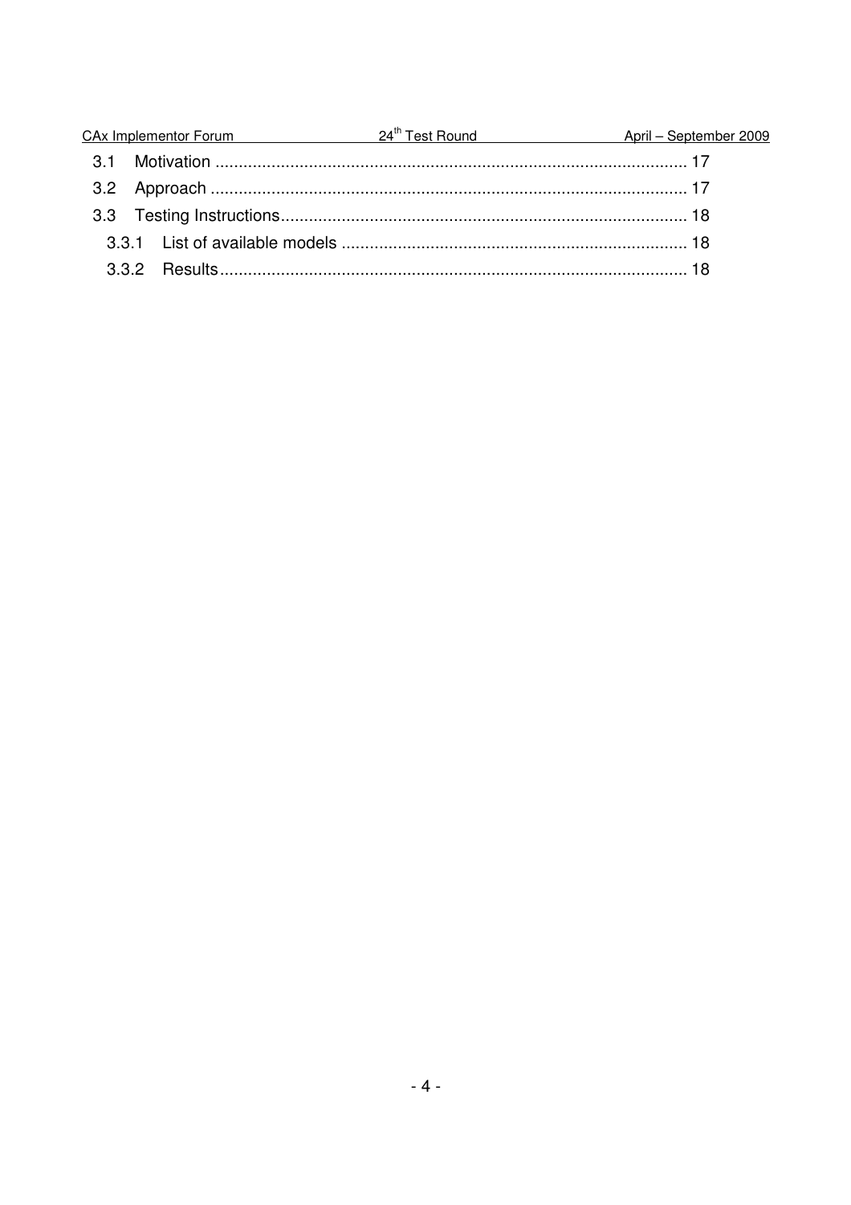3.1 Motivation .................................................................................................... 17

3.2 Approach .................................................................................................... 17

3.3 Testing Instructions..................................................................................... 18

3.3.1 List of available models ......................................................................... 18

3.3.2 Results.................................................................................................. 18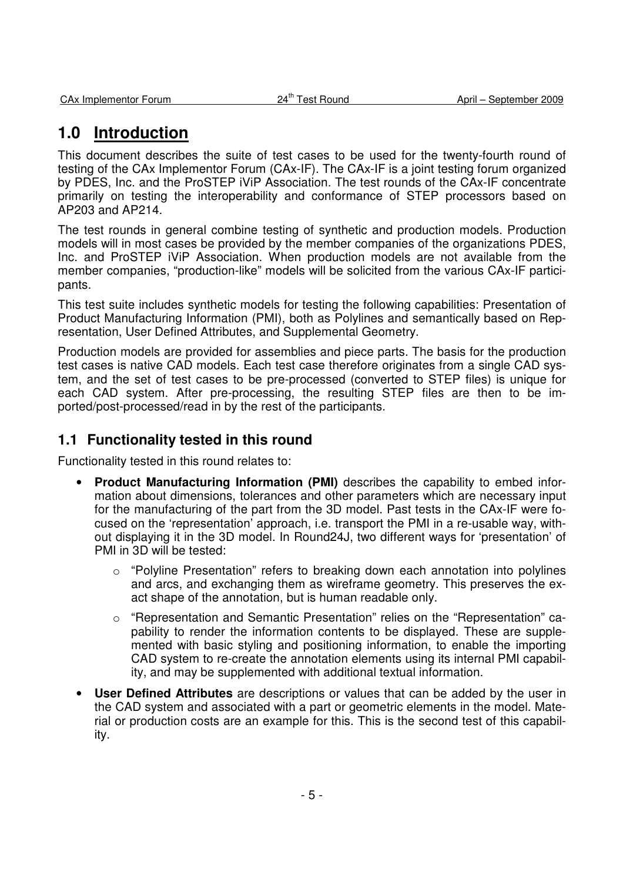# 1.0 Introduction

This document describes the suite of test cases to be used for the twenty-fourth round of testing of the CAx Implementor Forum (CAx-IF). The CAx-IF is a joint testing forum organized by PDES, Inc. and the ProSTEP iViP Association. The test rounds of the CAx-IF concentrate primarily on testing the interoperability and conformance of STEP processors based on AP203 and AP214.

The test rounds in general combine testing of synthetic and production models. Production models will in most cases be provided by the member companies of the organizations PDES, Inc. and ProSTEP iViP Association. When production models are not available from the member companies, "production-like" models will be solicited from the various CAx-IF participants.

This test suite includes synthetic models for testing the following capabilities: Presentation of Product Manufacturing Information (PMI), both as Polylines and semantically based on Representation, User Defined Attributes, and Supplemental Geometry.

Production models are provided for assemblies and piece parts. The basis for the production test cases is native CAD models. Each test case therefore originates from a single CAD system, and the set of test cases to be pre-processed (converted to STEP files) is unique for each CAD system. After pre-processing, the resulting STEP files are then to be imported/post-processed/read in by the rest of the participants.

## 1.1 Functionality tested in this round

Functionality tested in this round relates to:

- **Product Manufacturing Information (PMI)** describes the capability to embed information about dimensions, tolerances and other parameters which are necessary input for the manufacturing of the part from the 3D model. Past tests in the CAx-IF were focused on the 'representation' approach, i.e. transport the PMI in a re-usable way, without displaying it in the 3D model. In Round24J, two different ways for 'presentation' of PMI in 3D will be tested:
  - "Polyline Presentation" refers to breaking down each annotation into polylines and arcs, and exchanging them as wireframe geometry. This preserves the exact shape of the annotation, but is human readable only.
  - "Representation and Semantic Presentation" relies on the "Representation" capability to render the information contents to be displayed. These are supplemented with basic styling and positioning information, to enable the importing CAD system to re-create the annotation elements using its internal PMI capability, and may be supplemented with additional textual information.
- **User Defined Attributes** are descriptions or values that can be added by the user in the CAD system and associated with a part or geometric elements in the model. Material or production costs are an example for this. This is the second test of this capability.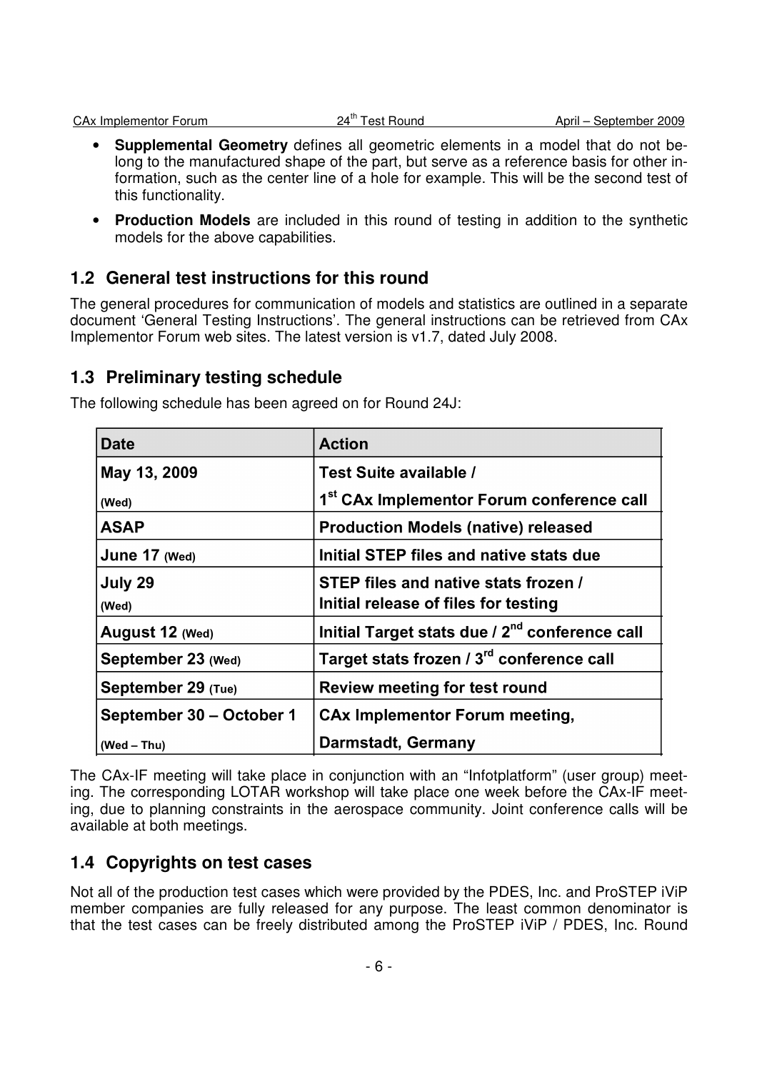- **Supplemental Geometry** defines all geometric elements in a model that do not belong to the manufactured shape of the part, but serve as a reference basis for other information, such as the center line of a hole for example. This will be the second test of this functionality.
- **Production Models** are included in this round of testing in addition to the synthetic models for the above capabilities.

## 1.2 General test instructions for this round

The general procedures for communication of models and statistics are outlined in a separate document 'General Testing Instructions'. The general instructions can be retrieved from CAx Implementor Forum web sites. The latest version is v1.7, dated July 2008.

## 1.3 Preliminary testing schedule

The following schedule has been agreed on for Round 24J:

| Date | Action |
|---|---|
| **May 13, 2009** (Wed) | **Test Suite available / 1st CAx Implementor Forum conference call** |
| **ASAP** | **Production Models (native) released** |
| **June 17** (Wed) | **Initial STEP files and native stats due** |
| **July 29** (Wed) | **STEP files and native stats frozen / Initial release of files for testing** |
| **August 12** (Wed) | **Initial Target stats due / 2nd conference call** |
| **September 23** (Wed) | **Target stats frozen / 3rd conference call** |
| **September 29** (Tue) | **Review meeting for test round** |
| **September 30 – October 1** (Wed – Thu) | **CAx Implementor Forum meeting, Darmstadt, Germany** |

The CAx-IF meeting will take place in conjunction with an "Infotplatform" (user group) meeting. The corresponding LOTAR workshop will take place one week before the CAx-IF meeting, due to planning constraints in the aerospace community. Joint conference calls will be available at both meetings.

## 1.4 Copyrights on test cases

Not all of the production test cases which were provided by the PDES, Inc. and ProSTEP iViP member companies are fully released for any purpose. The least common denominator is that the test cases can be freely distributed among the ProSTEP iViP / PDES, Inc. Round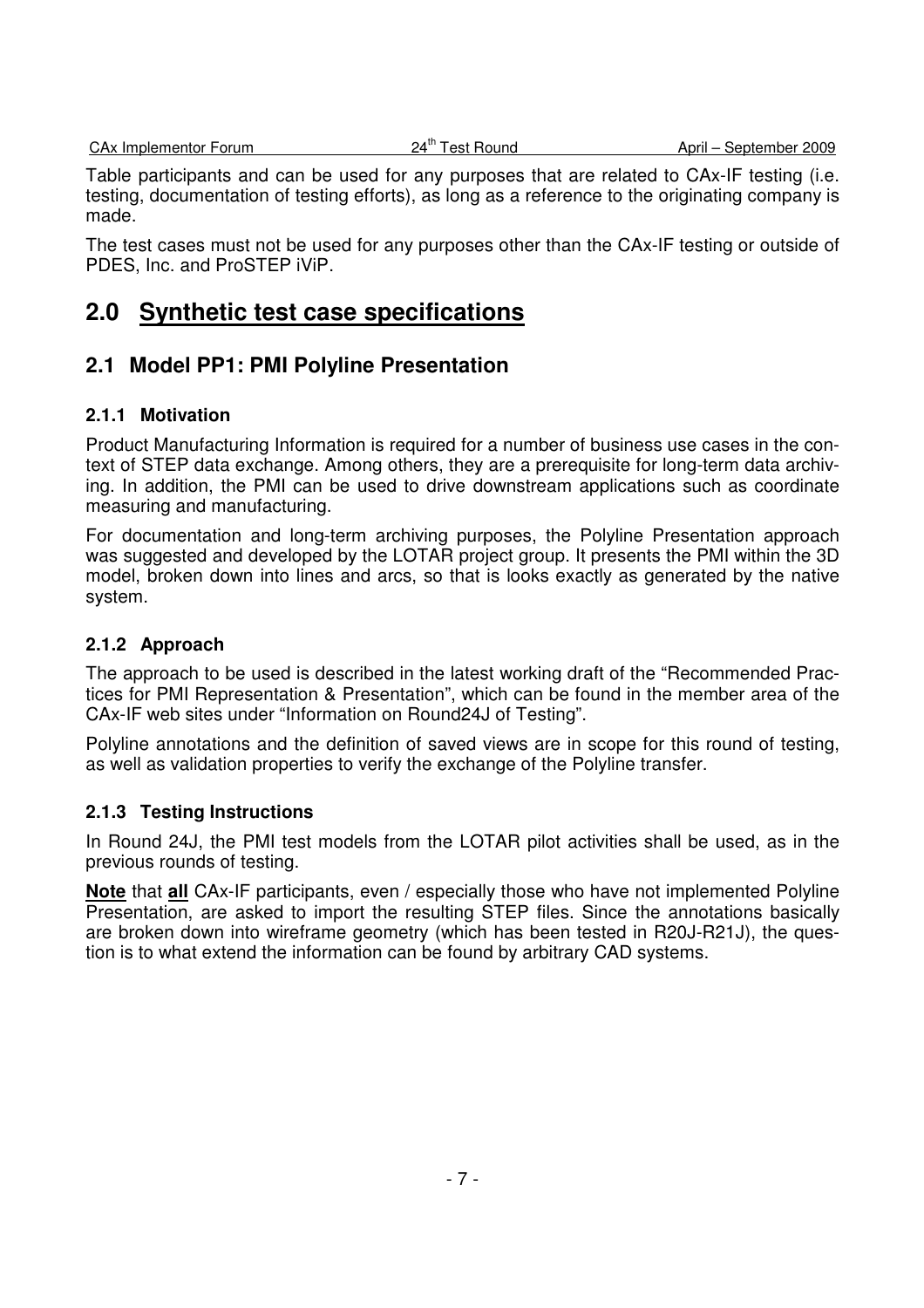Table participants and can be used for any purposes that are related to CAx-IF testing (i.e. testing, documentation of testing efforts), as long as a reference to the originating company is made.

The test cases must not be used for any purposes other than the CAx-IF testing or outside of PDES, Inc. and ProSTEP iViP.

# 2.0 Synthetic test case specifications

## 2.1 Model PP1: PMI Polyline Presentation

### 2.1.1 Motivation

Product Manufacturing Information is required for a number of business use cases in the context of STEP data exchange. Among others, they are a prerequisite for long-term data archiving. In addition, the PMI can be used to drive downstream applications such as coordinate measuring and manufacturing.

For documentation and long-term archiving purposes, the Polyline Presentation approach was suggested and developed by the LOTAR project group. It presents the PMI within the 3D model, broken down into lines and arcs, so that is looks exactly as generated by the native system.

### 2.1.2 Approach

The approach to be used is described in the latest working draft of the "Recommended Practices for PMI Representation & Presentation", which can be found in the member area of the CAx-IF web sites under "Information on Round24J of Testing".

Polyline annotations and the definition of saved views are in scope for this round of testing, as well as validation properties to verify the exchange of the Polyline transfer.

### 2.1.3 Testing Instructions

In Round 24J, the PMI test models from the LOTAR pilot activities shall be used, as in the previous rounds of testing.

**Note** that **all** CAx-IF participants, even / especially those who have not implemented Polyline Presentation, are asked to import the resulting STEP files. Since the annotations basically are broken down into wireframe geometry (which has been tested in R20J-R21J), the question is to what extend the information can be found by arbitrary CAD systems.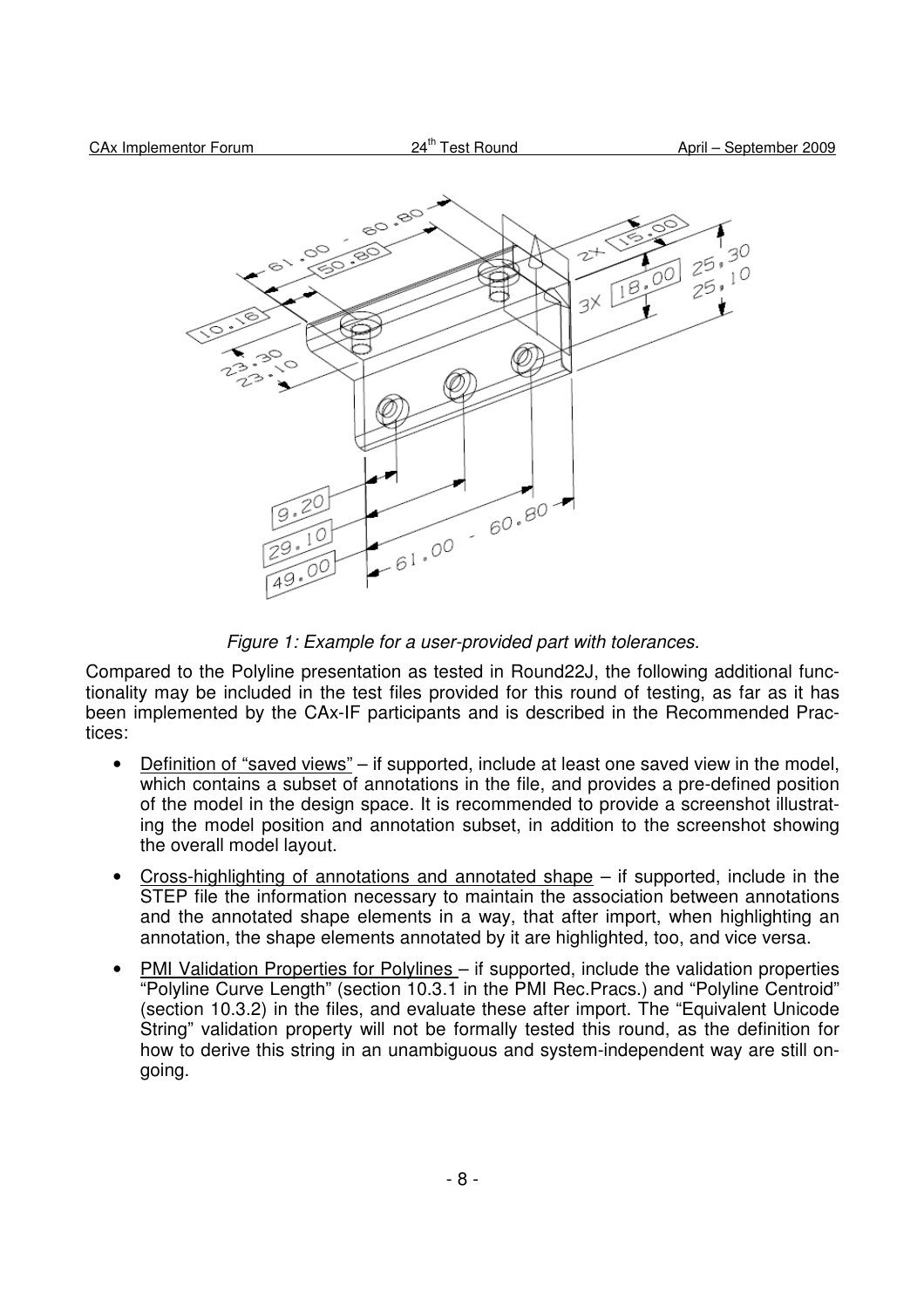*Figure 1: Example for a user-provided part with tolerances.*

Compared to the Polyline presentation as tested in Round22J, the following additional functionality may be included in the test files provided for this round of testing, as far as it has been implemented by the CAx-IF participants and is described in the Recommended Practices:

- Definition of "saved views" – if supported, include at least one saved view in the model, which contains a subset of annotations in the file, and provides a pre-defined position of the model in the design space. It is recommended to provide a screenshot illustrating the model position and annotation subset, in addition to the screenshot showing the overall model layout.
- Cross-highlighting of annotations and annotated shape – if supported, include in the STEP file the information necessary to maintain the association between annotations and the annotated shape elements in a way, that after import, when highlighting an annotation, the shape elements annotated by it are highlighted, too, and vice versa.
- PMI Validation Properties for Polylines – if supported, include the validation properties "Polyline Curve Length" (section 10.3.1 in the PMI Rec.Pracs.) and "Polyline Centroid" (section 10.3.2) in the files, and evaluate these after import. The "Equivalent Unicode String" validation property will not be formally tested this round, as the definition for how to derive this string in an unambiguous and system-independent way are still ongoing.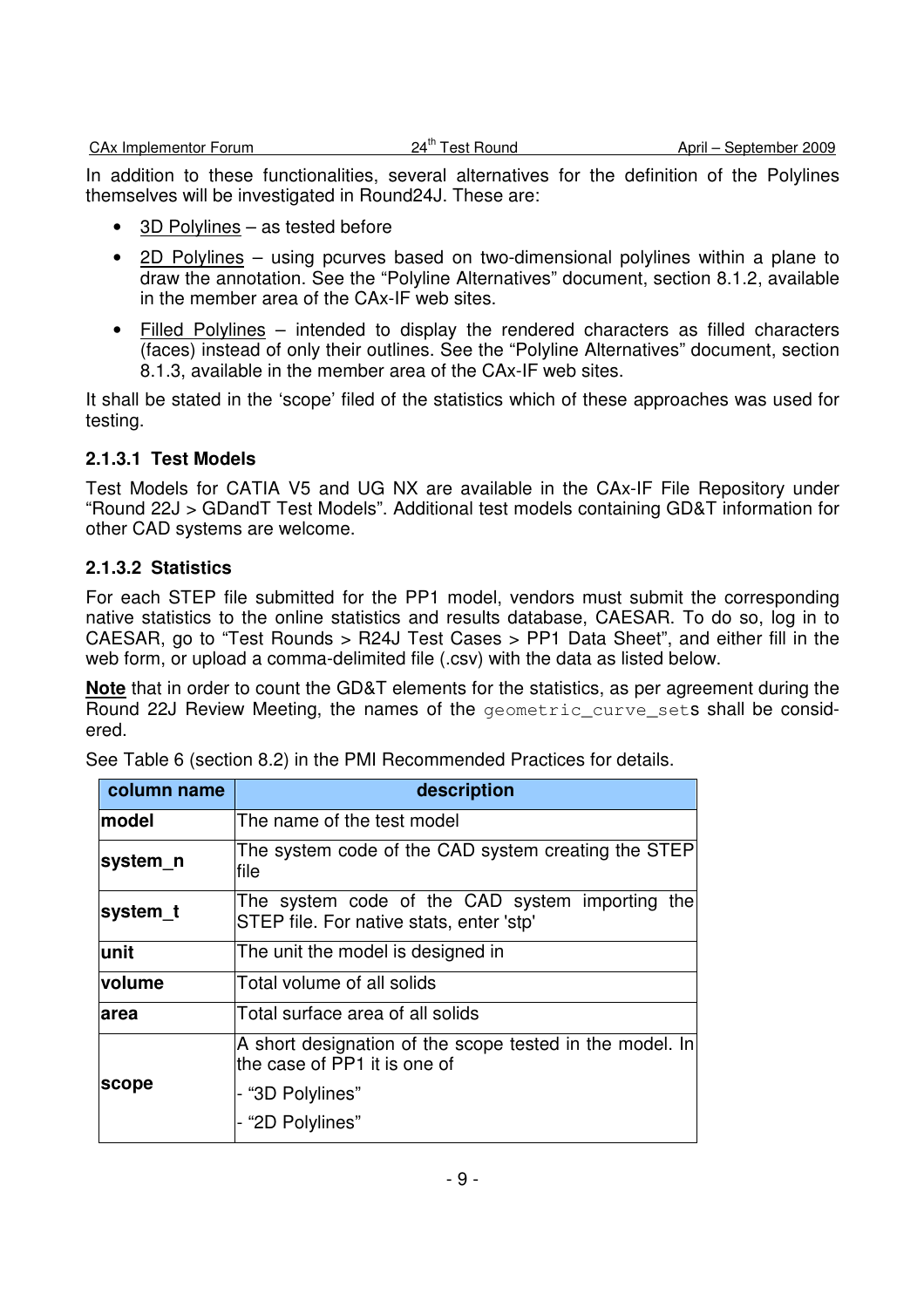In addition to these functionalities, several alternatives for the definition of the Polylines themselves will be investigated in Round24J. These are:

- 3D Polylines – as tested before
- 2D Polylines – using pcurves based on two-dimensional polylines within a plane to draw the annotation. See the "Polyline Alternatives" document, section 8.1.2, available in the member area of the CAx-IF web sites.
- Filled Polylines – intended to display the rendered characters as filled characters (faces) instead of only their outlines. See the "Polyline Alternatives" document, section 8.1.3, available in the member area of the CAx-IF web sites.

It shall be stated in the 'scope' filed of the statistics which of these approaches was used for testing.

### 2.1.3.1 Test Models

Test Models for CATIA V5 and UG NX are available in the CAx-IF File Repository under "Round 22J > GDandT Test Models". Additional test models containing GD&T information for other CAD systems are welcome.

### 2.1.3.2 Statistics

For each STEP file submitted for the PP1 model, vendors must submit the corresponding native statistics to the online statistics and results database, CAESAR. To do so, log in to CAESAR, go to "Test Rounds > R24J Test Cases > PP1 Data Sheet", and either fill in the web form, or upload a comma-delimited file (.csv) with the data as listed below.

**Note** that in order to count the GD&T elements for the statistics, as per agreement during the Round 22J Review Meeting, the names of the `geometric_curve_set`s shall be considered.

See Table 6 (section 8.2) in the PMI Recommended Practices for details.

| column name | description |
|---|---|
| **model** | The name of the test model |
| **system_n** | The system code of the CAD system creating the STEP file |
| **system_t** | The system code of the CAD system importing the STEP file. For native stats, enter 'stp' |
| **unit** | The unit the model is designed in |
| **volume** | Total volume of all solids |
| **area** | Total surface area of all solids |
| **scope** | A short designation of the scope tested in the model. In the case of PP1 it is one of<br>- "3D Polylines"<br>- "2D Polylines" |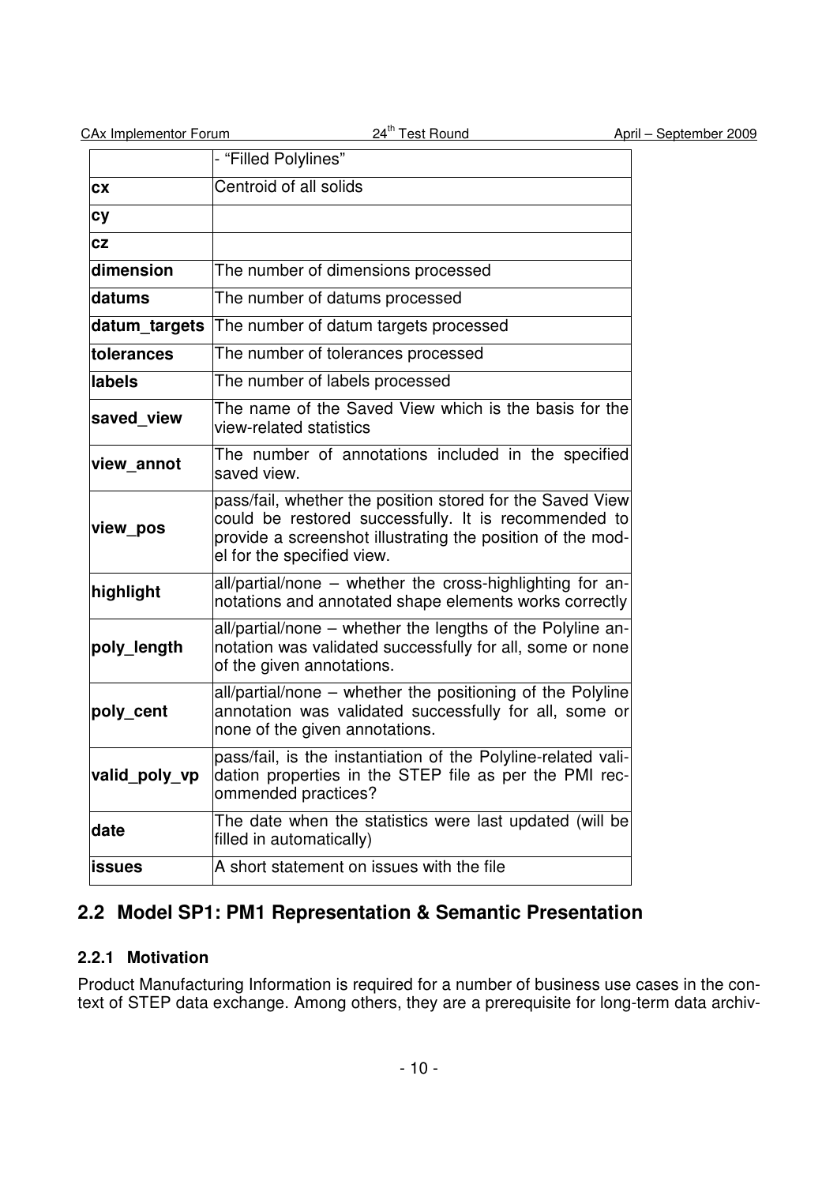| | - "Filled Polylines" |
|---|---|
| **cx** | Centroid of all solids |
| **cy** | |
| **cz** | |
| **dimension** | The number of dimensions processed |
| **datums** | The number of datums processed |
| **datum_targets** | The number of datum targets processed |
| **tolerances** | The number of tolerances processed |
| **labels** | The number of labels processed |
| **saved_view** | The name of the Saved View which is the basis for the view-related statistics |
| **view_annot** | The number of annotations included in the specified saved view. |
| **view_pos** | pass/fail, whether the position stored for the Saved View could be restored successfully. It is recommended to provide a screenshot illustrating the position of the model for the specified view. |
| **highlight** | all/partial/none – whether the cross-highlighting for annotations and annotated shape elements works correctly |
| **poly_length** | all/partial/none – whether the lengths of the Polyline annotation was validated successfully for all, some or none of the given annotations. |
| **poly_cent** | all/partial/none – whether the positioning of the Polyline annotation was validated successfully for all, some or none of the given annotations. |
| **valid_poly_vp** | pass/fail, is the instantiation of the Polyline-related validation properties in the STEP file as per the PMI recommended practices? |
| **date** | The date when the statistics were last updated (will be filled in automatically) |
| **issues** | A short statement on issues with the file |

## 2.2 Model SP1: PM1 Representation & Semantic Presentation

### 2.2.1 Motivation

Product Manufacturing Information is required for a number of business use cases in the context of STEP data exchange. Among others, they are a prerequisite for long-term data archiv-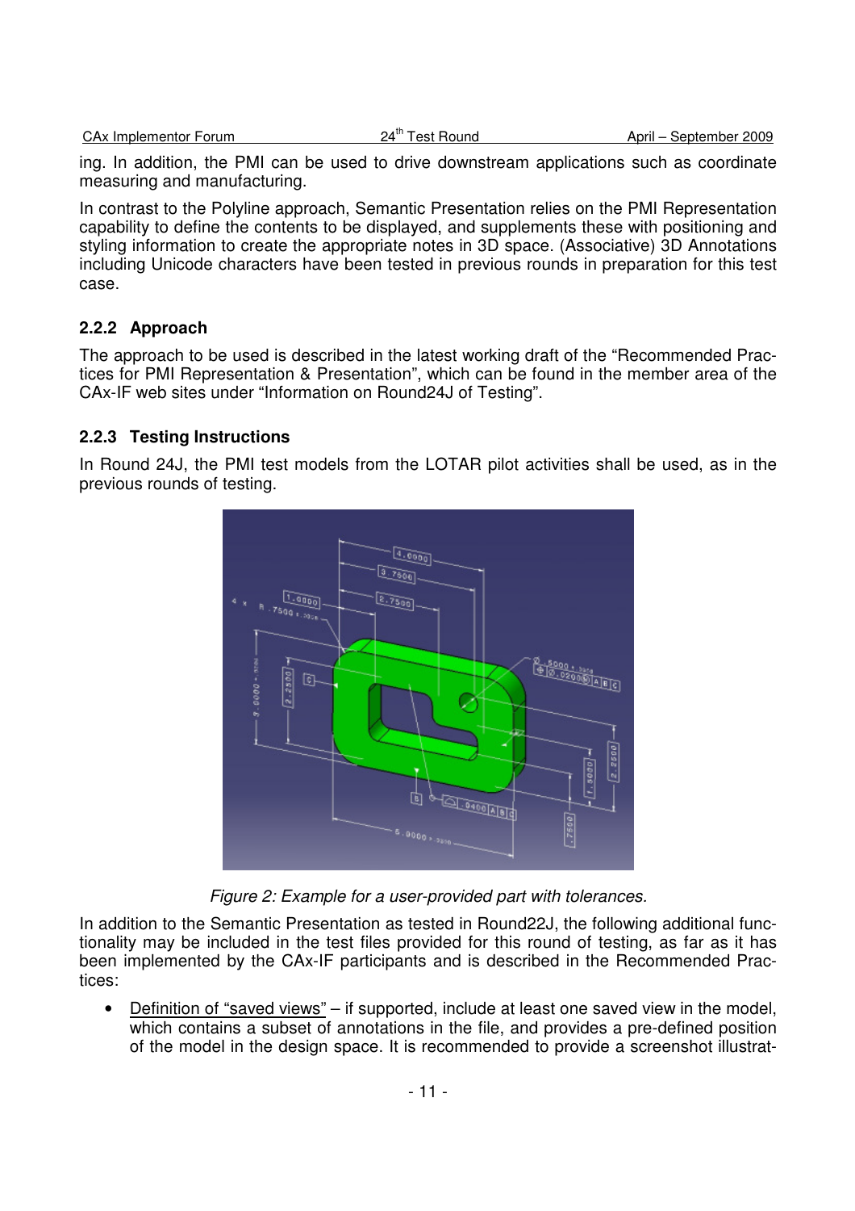ing. In addition, the PMI can be used to drive downstream applications such as coordinate measuring and manufacturing.

In contrast to the Polyline approach, Semantic Presentation relies on the PMI Representation capability to define the contents to be displayed, and supplements these with positioning and styling information to create the appropriate notes in 3D space. (Associative) 3D Annotations including Unicode characters have been tested in previous rounds in preparation for this test case.

### 2.2.2 Approach

The approach to be used is described in the latest working draft of the “Recommended Practices for PMI Representation & Presentation”, which can be found in the member area of the CAx-IF web sites under “Information on Round24J of Testing”.

### 2.2.3 Testing Instructions

In Round 24J, the PMI test models from the LOTAR pilot activities shall be used, as in the previous rounds of testing.

*Figure 2: Example for a user-provided part with tolerances.*

In addition to the Semantic Presentation as tested in Round22J, the following additional functionality may be included in the test files provided for this round of testing, as far as it has been implemented by the CAx-IF participants and is described in the Recommended Practices:

- Definition of “saved views” – if supported, include at least one saved view in the model, which contains a subset of annotations in the file, and provides a pre-defined position of the model in the design space. It is recommended to provide a screenshot illustrat-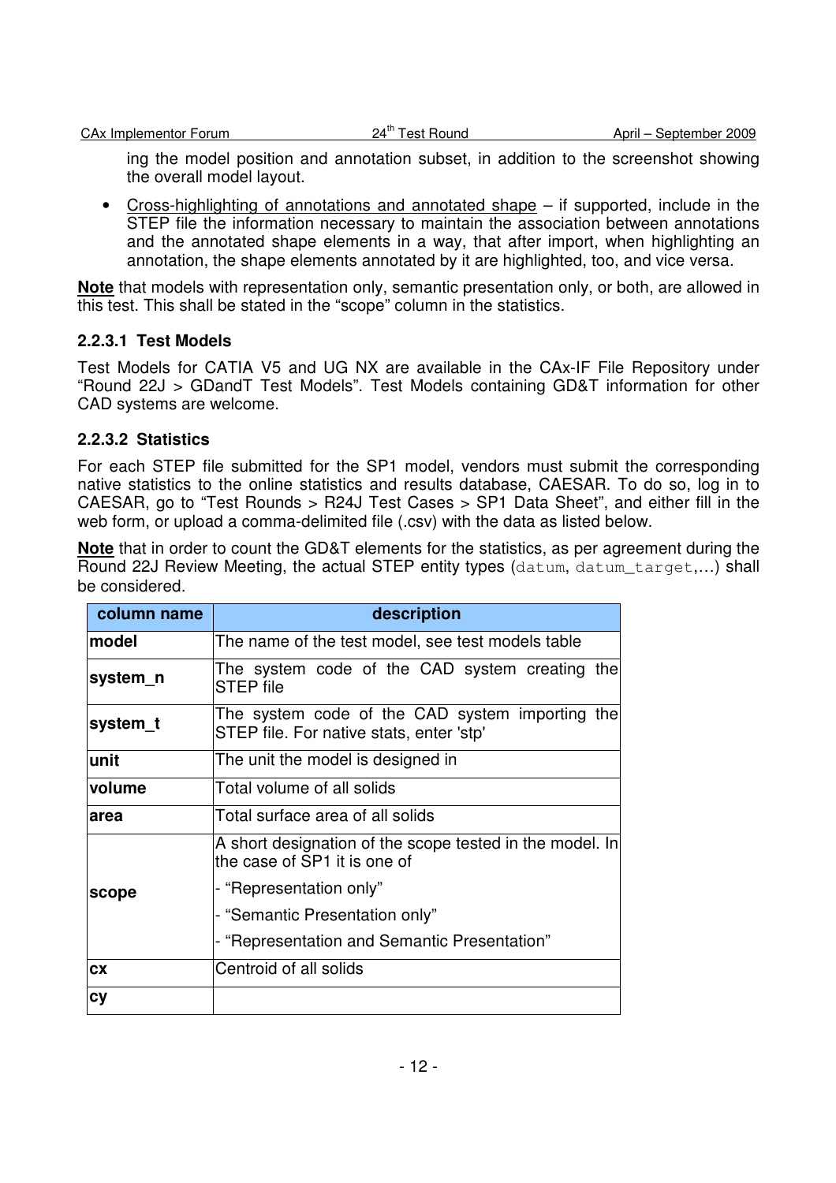ing the model position and annotation subset, in addition to the screenshot showing the overall model layout.

- Cross-highlighting of annotations and annotated shape – if supported, include in the STEP file the information necessary to maintain the association between annotations and the annotated shape elements in a way, that after import, when highlighting an annotation, the shape elements annotated by it are highlighted, too, and vice versa.

**Note** that models with representation only, semantic presentation only, or both, are allowed in this test. This shall be stated in the "scope" column in the statistics.

### 2.2.3.1 Test Models

Test Models for CATIA V5 and UG NX are available in the CAx-IF File Repository under "Round 22J > GDandT Test Models". Test Models containing GD&T information for other CAD systems are welcome.

### 2.2.3.2 Statistics

For each STEP file submitted for the SP1 model, vendors must submit the corresponding native statistics to the online statistics and results database, CAESAR. To do so, log in to CAESAR, go to "Test Rounds > R24J Test Cases > SP1 Data Sheet", and either fill in the web form, or upload a comma-delimited file (.csv) with the data as listed below.

**Note** that in order to count the GD&T elements for the statistics, as per agreement during the Round 22J Review Meeting, the actual STEP entity types (`datum`, `datum_target`,…) shall be considered.

| column name | description |
|---|---|
| **model** | The name of the test model, see test models table |
| **system_n** | The system code of the CAD system creating the STEP file |
| **system_t** | The system code of the CAD system importing the STEP file. For native stats, enter 'stp' |
| **unit** | The unit the model is designed in |
| **volume** | Total volume of all solids |
| **area** | Total surface area of all solids |
| **scope** | A short designation of the scope tested in the model. In the case of SP1 it is one of<br>- "Representation only"<br>- "Semantic Presentation only"<br>- "Representation and Semantic Presentation" |
| **cx** | Centroid of all solids |
| **cy** | |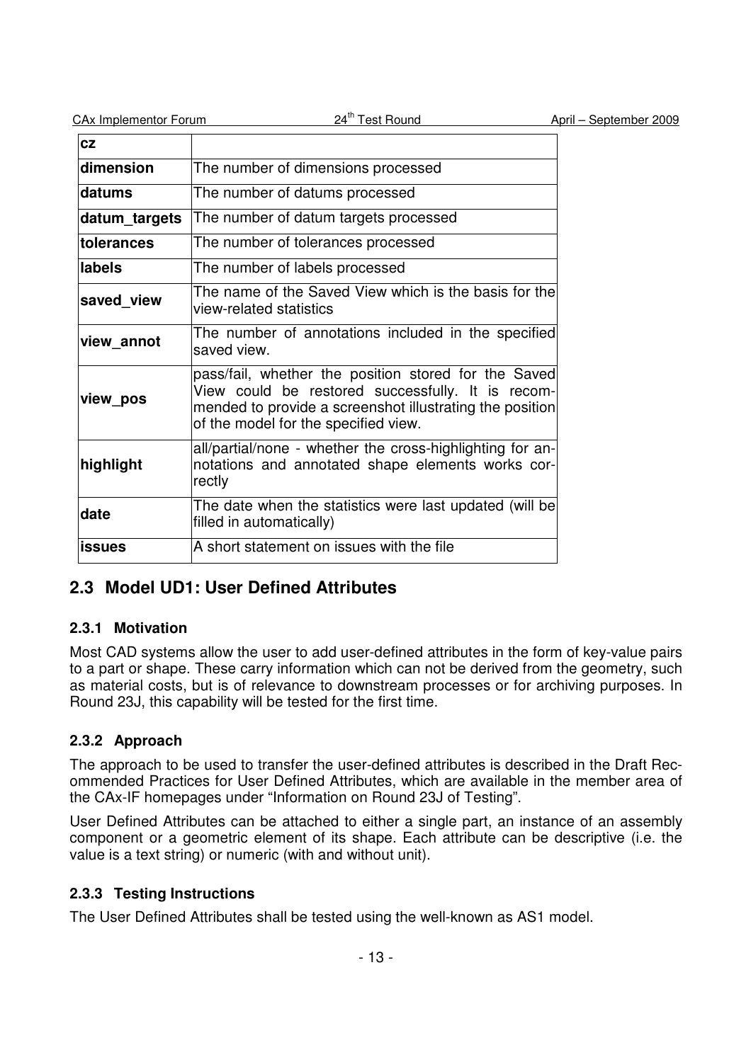| | |
|---|---|
| **cz** | |
| **dimension** | The number of dimensions processed |
| **datums** | The number of datums processed |
| **datum_targets** | The number of datum targets processed |
| **tolerances** | The number of tolerances processed |
| **labels** | The number of labels processed |
| **saved_view** | The name of the Saved View which is the basis for the view-related statistics |
| **view_annot** | The number of annotations included in the specified saved view. |
| **view_pos** | pass/fail, whether the position stored for the Saved View could be restored successfully. It is recommended to provide a screenshot illustrating the position of the model for the specified view. |
| **highlight** | all/partial/none - whether the cross-highlighting for annotations and annotated shape elements works correctly |
| **date** | The date when the statistics were last updated (will be filled in automatically) |
| **issues** | A short statement on issues with the file |

## 2.3 Model UD1: User Defined Attributes

### 2.3.1 Motivation

Most CAD systems allow the user to add user-defined attributes in the form of key-value pairs to a part or shape. These carry information which can not be derived from the geometry, such as material costs, but is of relevance to downstream processes or for archiving purposes. In Round 23J, this capability will be tested for the first time.

### 2.3.2 Approach

The approach to be used to transfer the user-defined attributes is described in the Draft Recommended Practices for User Defined Attributes, which are available in the member area of the CAx-IF homepages under "Information on Round 23J of Testing".

User Defined Attributes can be attached to either a single part, an instance of an assembly component or a geometric element of its shape. Each attribute can be descriptive (i.e. the value is a text string) or numeric (with and without unit).

### 2.3.3 Testing Instructions

The User Defined Attributes shall be tested using the well-known as AS1 model.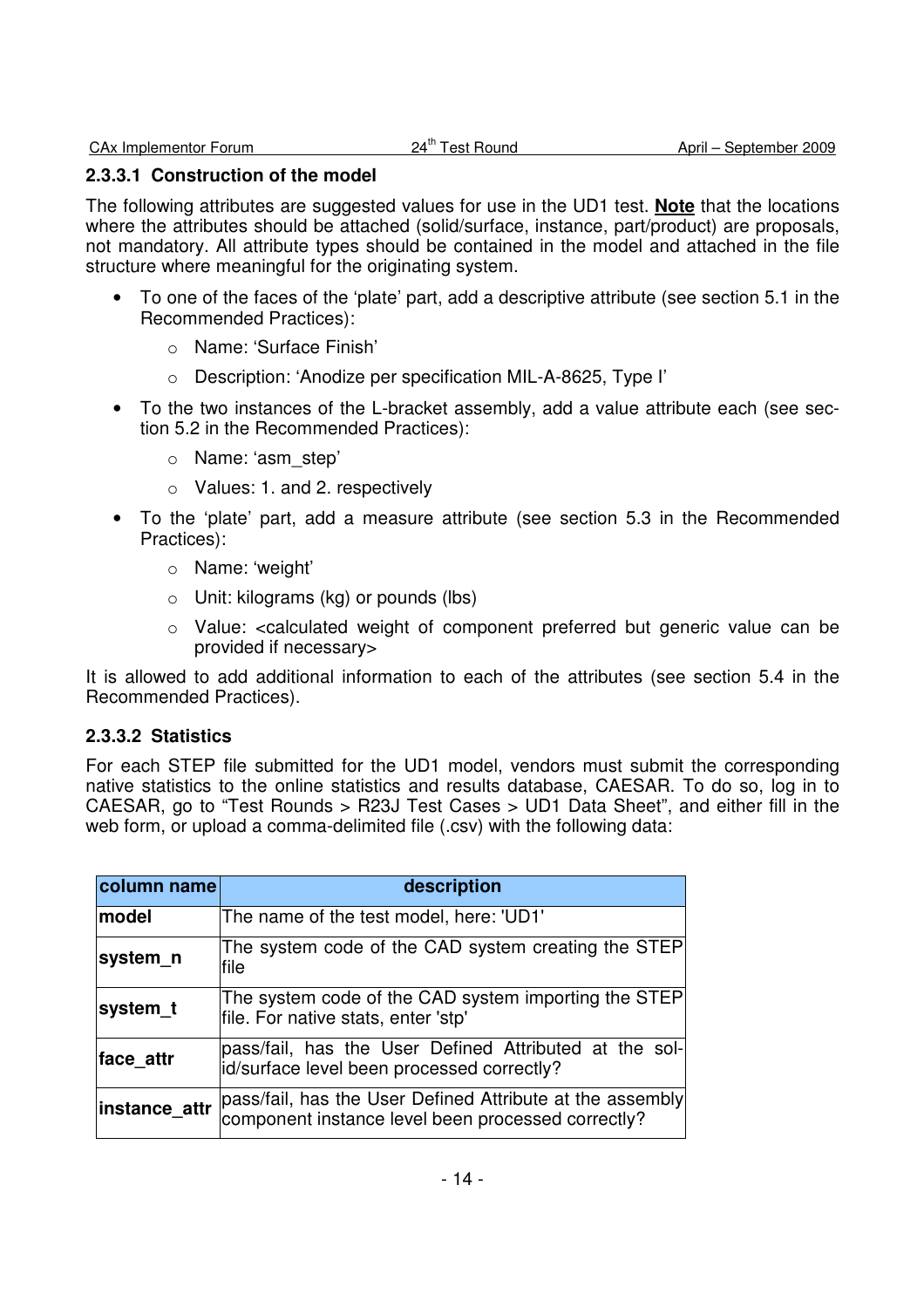#### 2.3.3.1 Construction of the model

The following attributes are suggested values for use in the UD1 test. **Note** that the locations where the attributes should be attached (solid/surface, instance, part/product) are proposals, not mandatory. All attribute types should be contained in the model and attached in the file structure where meaningful for the originating system.

- To one of the faces of the 'plate' part, add a descriptive attribute (see section 5.1 in the Recommended Practices):
  - Name: 'Surface Finish'
  - Description: 'Anodize per specification MIL-A-8625, Type I'
- To the two instances of the L-bracket assembly, add a value attribute each (see section 5.2 in the Recommended Practices):
  - Name: 'asm_step'
  - Values: 1. and 2. respectively
- To the 'plate' part, add a measure attribute (see section 5.3 in the Recommended Practices):
  - Name: 'weight'
  - Unit: kilograms (kg) or pounds (lbs)
  - Value: <calculated weight of component preferred but generic value can be provided if necessary>

It is allowed to add additional information to each of the attributes (see section 5.4 in the Recommended Practices).

#### 2.3.3.2 Statistics

For each STEP file submitted for the UD1 model, vendors must submit the corresponding native statistics to the online statistics and results database, CAESAR. To do so, log in to CAESAR, go to "Test Rounds > R23J Test Cases > UD1 Data Sheet", and either fill in the web form, or upload a comma-delimited file (.csv) with the following data:

| column name | description |
|---|---|
| **model** | The name of the test model, here: 'UD1' |
| **system_n** | The system code of the CAD system creating the STEP file |
| **system_t** | The system code of the CAD system importing the STEP file. For native stats, enter 'stp' |
| **face_attr** | pass/fail, has the User Defined Attributed at the solid/surface level been processed correctly? |
| **instance_attr** | pass/fail, has the User Defined Attribute at the assembly component instance level been processed correctly? |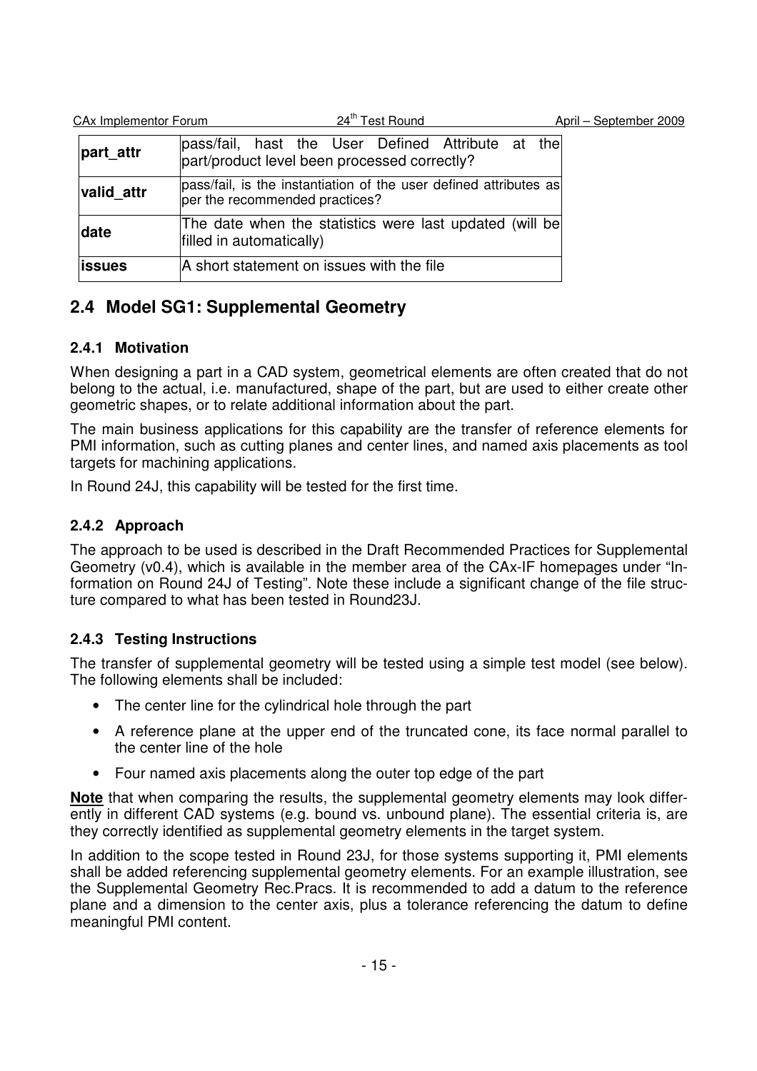| part_attr | pass/fail, hast the User Defined Attribute at the part/product level been processed correctly? |
|---|---|
| valid_attr | pass/fail, is the instantiation of the user defined attributes as per the recommended practices? |
| date | The date when the statistics were last updated (will be filled in automatically) |
| issues | A short statement on issues with the file |

## 2.4 Model SG1: Supplemental Geometry

### 2.4.1 Motivation

When designing a part in a CAD system, geometrical elements are often created that do not belong to the actual, i.e. manufactured, shape of the part, but are used to either create other geometric shapes, or to relate additional information about the part.

The main business applications for this capability are the transfer of reference elements for PMI information, such as cutting planes and center lines, and named axis placements as tool targets for machining applications.

In Round 24J, this capability will be tested for the first time.

### 2.4.2 Approach

The approach to be used is described in the Draft Recommended Practices for Supplemental Geometry (v0.4), which is available in the member area of the CAx-IF homepages under "Information on Round 24J of Testing". Note these include a significant change of the file structure compared to what has been tested in Round23J.

### 2.4.3 Testing Instructions

The transfer of supplemental geometry will be tested using a simple test model (see below). The following elements shall be included:

- The center line for the cylindrical hole through the part
- A reference plane at the upper end of the truncated cone, its face normal parallel to the center line of the hole
- Four named axis placements along the outer top edge of the part

**Note** that when comparing the results, the supplemental geometry elements may look differently in different CAD systems (e.g. bound vs. unbound plane). The essential criteria is, are they correctly identified as supplemental geometry elements in the target system.

In addition to the scope tested in Round 23J, for those systems supporting it, PMI elements shall be added referencing supplemental geometry elements. For an example illustration, see the Supplemental Geometry Rec.Pracs. It is recommended to add a datum to the reference plane and a dimension to the center axis, plus a tolerance referencing the datum to define meaningful PMI content.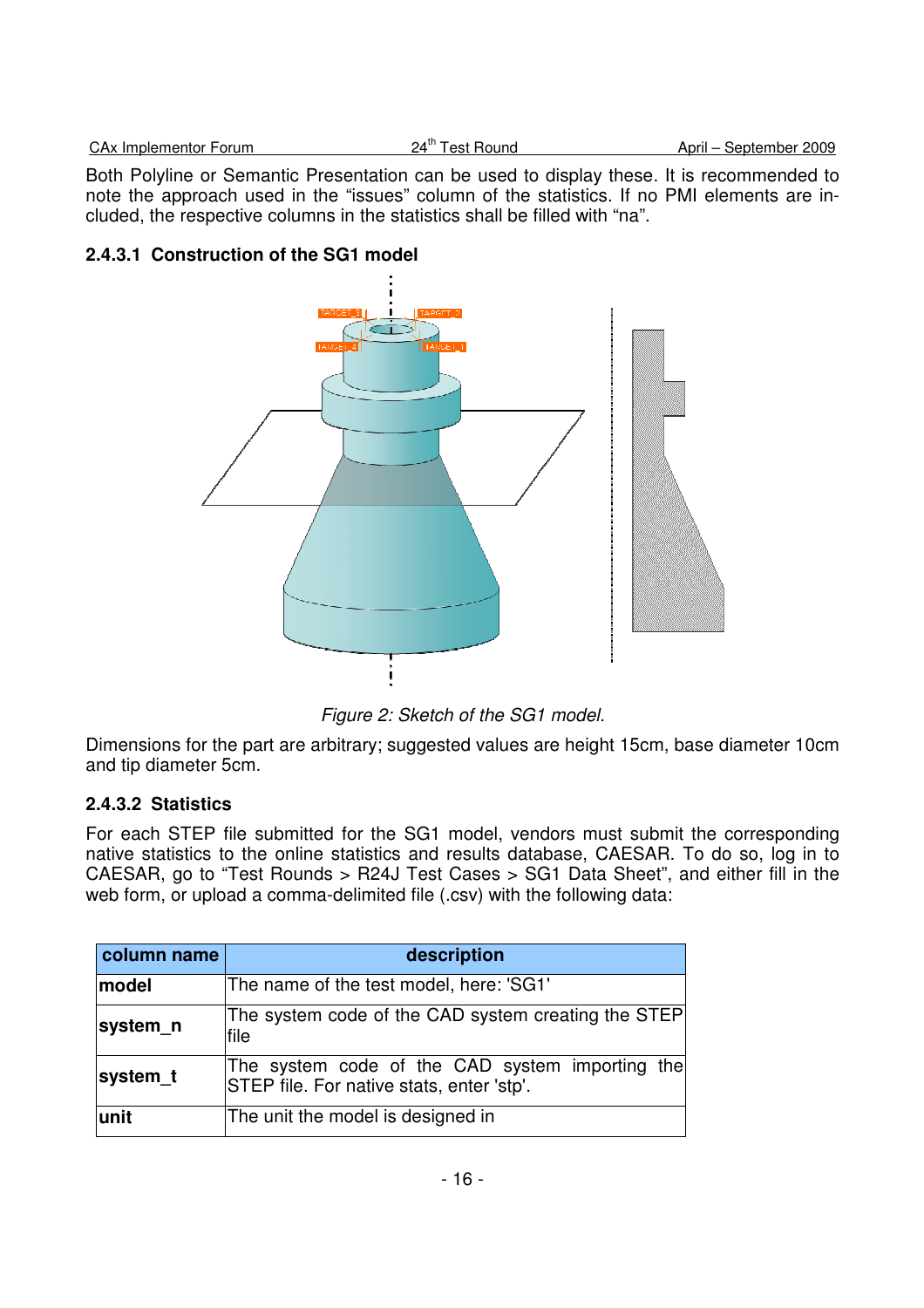Both Polyline or Semantic Presentation can be used to display these. It is recommended to note the approach used in the "issues" column of the statistics. If no PMI elements are included, the respective columns in the statistics shall be filled with "na".

#### 2.4.3.1 Construction of the SG1 model

*Figure 2: Sketch of the SG1 model.*

Dimensions for the part are arbitrary; suggested values are height 15cm, base diameter 10cm and tip diameter 5cm.

#### 2.4.3.2 Statistics

For each STEP file submitted for the SG1 model, vendors must submit the corresponding native statistics to the online statistics and results database, CAESAR. To do so, log in to CAESAR, go to "Test Rounds > R24J Test Cases > SG1 Data Sheet", and either fill in the web form, or upload a comma-delimited file (.csv) with the following data:

| column name | description |
|---|---|
| **model** | The name of the test model, here: 'SG1' |
| **system_n** | The system code of the CAD system creating the STEP file |
| **system_t** | The system code of the CAD system importing the STEP file. For native stats, enter 'stp'. |
| **unit** | The unit the model is designed in |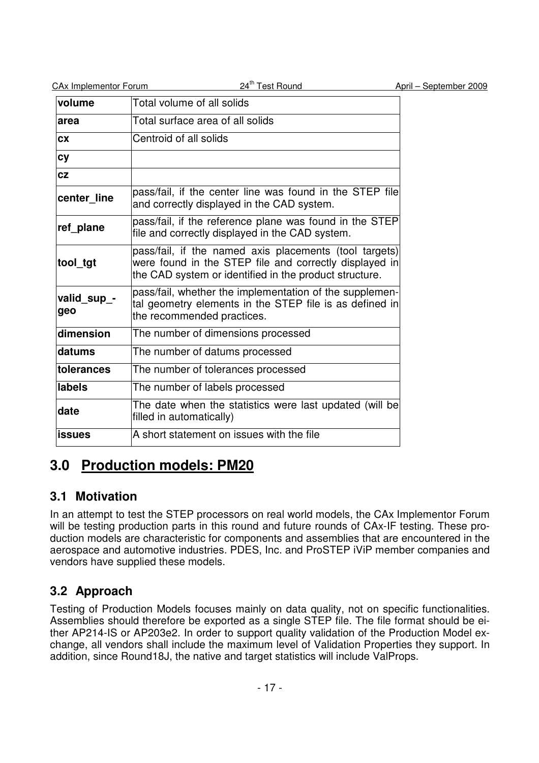| volume | Total volume of all solids |
|---|---|
| area | Total surface area of all solids |
| cx | Centroid of all solids |
| cy | |
| cz | |
| center_line | pass/fail, if the center line was found in the STEP file and correctly displayed in the CAD system. |
| ref_plane | pass/fail, if the reference plane was found in the STEP file and correctly displayed in the CAD system. |
| tool_tgt | pass/fail, if the named axis placements (tool targets) were found in the STEP file and correctly displayed in the CAD system or identified in the product structure. |
| valid_sup_-geo | pass/fail, whether the implementation of the supplemental geometry elements in the STEP file is as defined in the recommended practices. |
| dimension | The number of dimensions processed |
| datums | The number of datums processed |
| tolerances | The number of tolerances processed |
| labels | The number of labels processed |
| date | The date when the statistics were last updated (will be filled in automatically) |
| issues | A short statement on issues with the file |

# 3.0 Production models: PM20

## 3.1 Motivation

In an attempt to test the STEP processors on real world models, the CAx Implementor Forum will be testing production parts in this round and future rounds of CAx-IF testing. These production models are characteristic for components and assemblies that are encountered in the aerospace and automotive industries. PDES, Inc. and ProSTEP iViP member companies and vendors have supplied these models.

## 3.2 Approach

Testing of Production Models focuses mainly on data quality, not on specific functionalities. Assemblies should therefore be exported as a single STEP file. The file format should be either AP214-IS or AP203e2. In order to support quality validation of the Production Model exchange, all vendors shall include the maximum level of Validation Properties they support. In addition, since Round18J, the native and target statistics will include ValProps.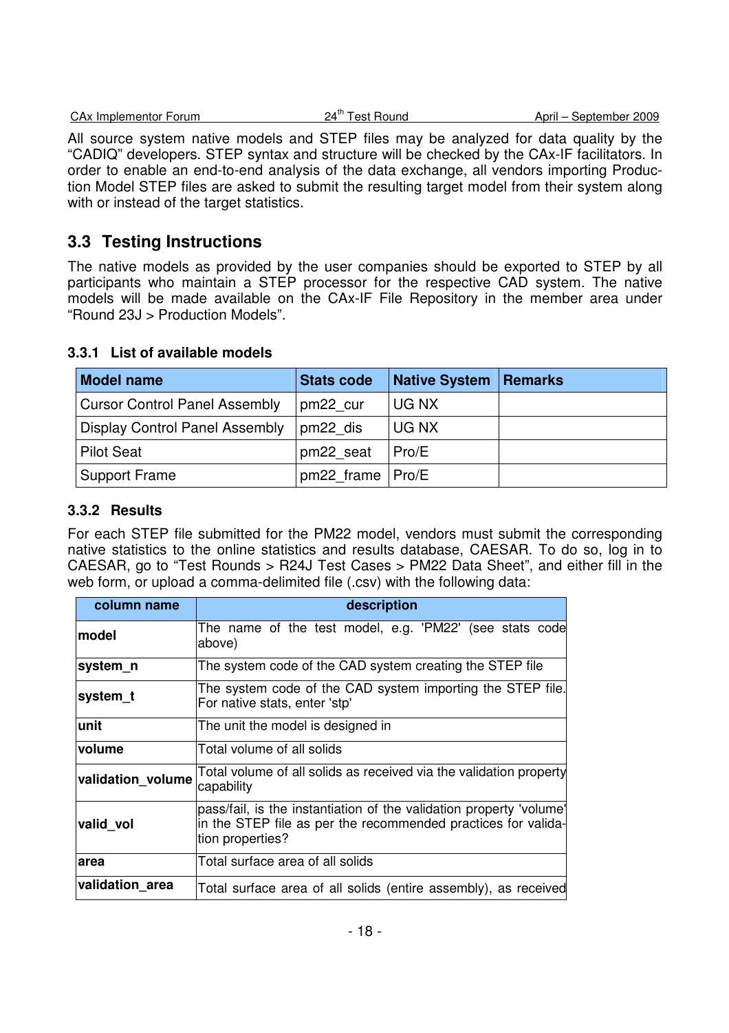All source system native models and STEP files may be analyzed for data quality by the “CADIQ” developers. STEP syntax and structure will be checked by the CAx-IF facilitators. In order to enable an end-to-end analysis of the data exchange, all vendors importing Production Model STEP files are asked to submit the resulting target model from their system along with or instead of the target statistics.

## 3.3 Testing Instructions

The native models as provided by the user companies should be exported to STEP by all participants who maintain a STEP processor for the respective CAD system. The native models will be made available on the CAx-IF File Repository in the member area under “Round 23J > Production Models”.

### 3.3.1 List of available models

| Model name | Stats code | Native System | Remarks |
|---|---|---|---|
| Cursor Control Panel Assembly | pm22_cur | UG NX | |
| Display Control Panel Assembly | pm22_dis | UG NX | |
| Pilot Seat | pm22_seat | Pro/E | |
| Support Frame | pm22_frame | Pro/E | |

### 3.3.2 Results

For each STEP file submitted for the PM22 model, vendors must submit the corresponding native statistics to the online statistics and results database, CAESAR. To do so, log in to CAESAR, go to “Test Rounds > R24J Test Cases > PM22 Data Sheet”, and either fill in the web form, or upload a comma-delimited file (.csv) with the following data:

| column name | description |
|---|---|
| **model** | The name of the test model, e.g. 'PM22' (see stats code above) |
| **system_n** | The system code of the CAD system creating the STEP file |
| **system_t** | The system code of the CAD system importing the STEP file. For native stats, enter 'stp' |
| **unit** | The unit the model is designed in |
| **volume** | Total volume of all solids |
| **validation_volume** | Total volume of all solids as received via the validation property capability |
| **valid_vol** | pass/fail, is the instantiation of the validation property 'volume' in the STEP file as per the recommended practices for validation properties? |
| **area** | Total surface area of all solids |
| **validation_area** | Total surface area of all solids (entire assembly), as received |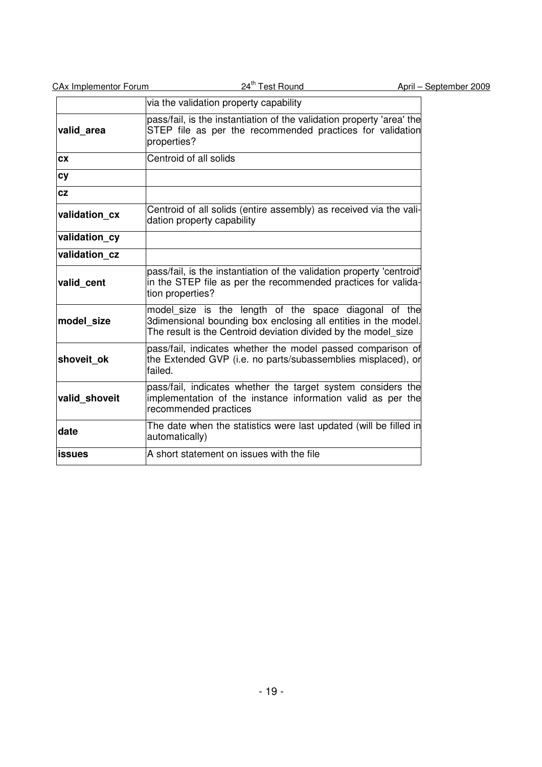| | |
|---|---|
| | via the validation property capability |
| **valid_area** | pass/fail, is the instantiation of the validation property 'area' the STEP file as per the recommended practices for validation properties? |
| **cx** | Centroid of all solids |
| **cy** | |
| **cz** | |
| **validation_cx** | Centroid of all solids (entire assembly) as received via the validation property capability |
| **validation_cy** | |
| **validation_cz** | |
| **valid_cent** | pass/fail, is the instantiation of the validation property 'centroid' in the STEP file as per the recommended practices for validation properties? |
| **model_size** | model_size is the length of the space diagonal of the 3dimensional bounding box enclosing all entities in the model. The result is the Centroid deviation divided by the model_size |
| **shoveit_ok** | pass/fail, indicates whether the model passed comparison of the Extended GVP (i.e. no parts/subassemblies misplaced), or failed. |
| **valid_shoveit** | pass/fail, indicates whether the target system considers the implementation of the instance information valid as per the recommended practices |
| **date** | The date when the statistics were last updated (will be filled in automatically) |
| **issues** | A short statement on issues with the file |